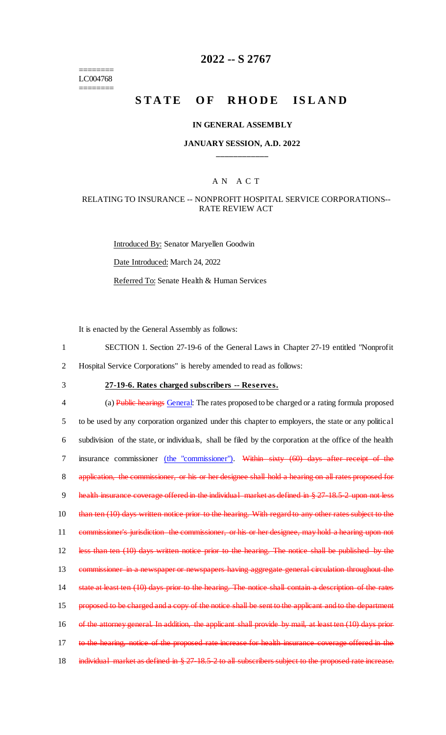# 2022 -- S 2767

========
LC004768
========

## STATE OF RHODE ISLAND

### IN GENERAL ASSEMBLY

### JANUARY SESSION, A.D. 2022

\_\_\_\_\_\_\_\_\_\_\_\_

### A N A C T

### RELATING TO INSURANCE -- NONPROFIT HOSPITAL SERVICE CORPORATIONS--RATE REVIEW ACT

Introduced By: Senator Maryellen Goodwin

Date Introduced: March 24, 2022

Referred To: Senate Health & Human Services

It is enacted by the General Assembly as follows:

1 SECTION 1. Section 27-19-6 of the General Laws in Chapter 27-19 entitled "Nonprofit
2 Hospital Service Corporations" is hereby amended to read as follows:

3 **27-19-6. Rates charged subscribers -- Reserves.**

4 (a) ~~Public hearings~~ General: The rates proposed to be charged or a rating formula proposed
5 to be used by any corporation organized under this chapter to employers, the state or any political
6 subdivision of the state, or individuals, shall be filed by the corporation at the office of the health
7 insurance commissioner (the "commissioner"). ~~Within sixty (60) days after receipt of the~~
8 ~~application, the commissioner, or his or her designee shall hold a hearing on all rates proposed for~~
9 ~~health insurance coverage offered in the individual market as defined in § 27-18.5-2 upon not less~~
10 ~~than ten (10) days written notice prior to the hearing. With regard to any other rates subject to the~~
11 ~~commissioner's jurisdiction the commissioner, or his or her designee, may hold a hearing upon not~~
12 ~~less than ten (10) days written notice prior to the hearing. The notice shall be published by the~~
13 ~~commissioner in a newspaper or newspapers having aggregate general circulation throughout the~~
14 ~~state at least ten (10) days prior to the hearing. The notice shall contain a description of the rates~~
15 ~~proposed to be charged and a copy of the notice shall be sent to the applicant and to the department~~
16 ~~of the attorney general. In addition, the applicant shall provide by mail, at least ten (10) days prior~~
17 ~~to the hearing, notice of the proposed rate increase for health insurance coverage offered in the~~
18 ~~individual market as defined in § 27-18.5-2 to all subscribers subject to the proposed rate increase.~~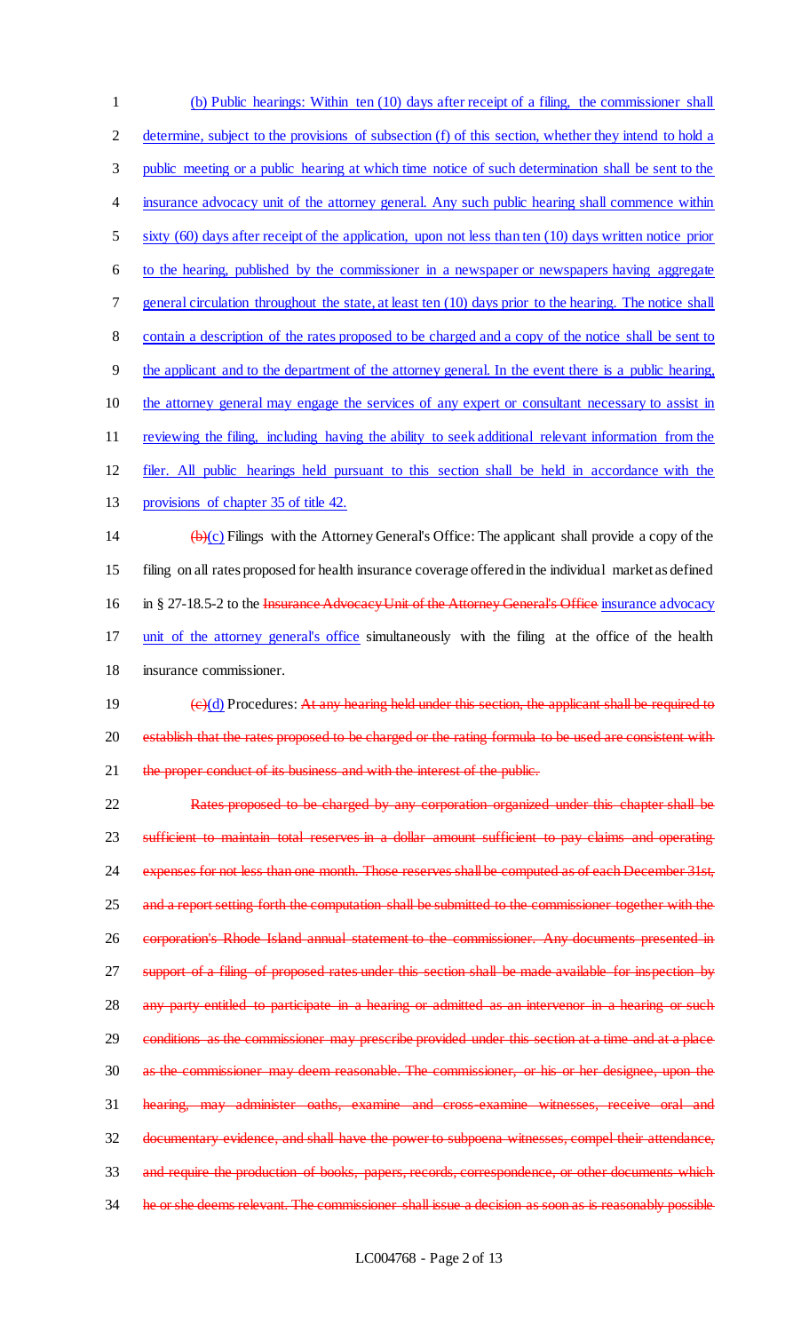(b) Public hearings: Within ten (10) days after receipt of a filing, the commissioner shall determine, subject to the provisions of subsection (f) of this section, whether they intend to hold a public meeting or a public hearing at which time notice of such determination shall be sent to the insurance advocacy unit of the attorney general. Any such public hearing shall commence within sixty (60) days after receipt of the application, upon not less than ten (10) days written notice prior to the hearing, published by the commissioner in a newspaper or newspapers having aggregate general circulation throughout the state, at least ten (10) days prior to the hearing. The notice shall contain a description of the rates proposed to be charged and a copy of the notice shall be sent to the applicant and to the department of the attorney general. In the event there is a public hearing, the attorney general may engage the services of any expert or consultant necessary to assist in reviewing the filing, including having the ability to seek additional relevant information from the filer. All public hearings held pursuant to this section shall be held in accordance with the provisions of chapter 35 of title 42.

~~(b)~~(c) Filings with the Attorney General's Office: The applicant shall provide a copy of the filing on all rates proposed for health insurance coverage offered in the individual market as defined in § 27-18.5-2 to the ~~Insurance Advocacy Unit of the Attorney General's Office~~ insurance advocacy unit of the attorney general's office simultaneously with the filing at the office of the health insurance commissioner.

~~(c)~~(d) Procedures: ~~At any hearing held under this section, the applicant shall be required to establish that the rates proposed to be charged or the rating formula to be used are consistent with the proper conduct of its business and with the interest of the public.~~

~~Rates proposed to be charged by any corporation organized under this chapter shall be sufficient to maintain total reserves in a dollar amount sufficient to pay claims and operating expenses for not less than one month. Those reserves shall be computed as of each December 31st, and a report setting forth the computation shall be submitted to the commissioner together with the corporation's Rhode Island annual statement to the commissioner. Any documents presented in support of a filing of proposed rates under this section shall be made available for inspection by any party entitled to participate in a hearing or admitted as an intervenor in a hearing or such conditions as the commissioner may prescribe provided under this section at a time and at a place as the commissioner may deem reasonable. The commissioner, or his or her designee, upon the hearing, may administer oaths, examine and cross-examine witnesses, receive oral and documentary evidence, and shall have the power to subpoena witnesses, compel their attendance, and require the production of books, papers, records, correspondence, or other documents which he or she deems relevant. The commissioner shall issue a decision as soon as is reasonably possible~~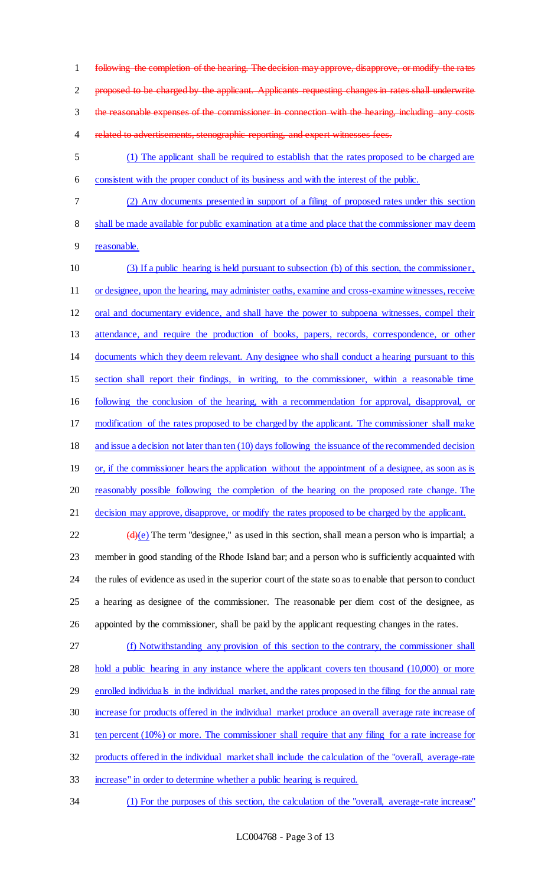~~following the completion of the hearing. The decision may approve, disapprove, or modify the rates proposed to be charged by the applicant. Applicants requesting changes in rates shall underwrite the reasonable expenses of the commissioner in connection with the hearing, including any costs related to advertisements, stenographic reporting, and expert witnesses fees.~~

(1) The applicant shall be required to establish that the rates proposed to be charged are consistent with the proper conduct of its business and with the interest of the public.

(2) Any documents presented in support of a filing of proposed rates under this section shall be made available for public examination at a time and place that the commissioner may deem reasonable.

(3) If a public hearing is held pursuant to subsection (b) of this section, the commissioner, or designee, upon the hearing, may administer oaths, examine and cross-examine witnesses, receive oral and documentary evidence, and shall have the power to subpoena witnesses, compel their attendance, and require the production of books, papers, records, correspondence, or other documents which they deem relevant. Any designee who shall conduct a hearing pursuant to this section shall report their findings, in writing, to the commissioner, within a reasonable time following the conclusion of the hearing, with a recommendation for approval, disapproval, or modification of the rates proposed to be charged by the applicant. The commissioner shall make and issue a decision not later than ten (10) days following the issuance of the recommended decision or, if the commissioner hears the application without the appointment of a designee, as soon as is reasonably possible following the completion of the hearing on the proposed rate change. The decision may approve, disapprove, or modify the rates proposed to be charged by the applicant.

~~(d)~~(e) The term "designee," as used in this section, shall mean a person who is impartial; a member in good standing of the Rhode Island bar; and a person who is sufficiently acquainted with the rules of evidence as used in the superior court of the state so as to enable that person to conduct a hearing as designee of the commissioner. The reasonable per diem cost of the designee, as appointed by the commissioner, shall be paid by the applicant requesting changes in the rates.

(f) Notwithstanding any provision of this section to the contrary, the commissioner shall hold a public hearing in any instance where the applicant covers ten thousand (10,000) or more enrolled individuals in the individual market, and the rates proposed in the filing for the annual rate increase for products offered in the individual market produce an overall average rate increase of ten percent (10%) or more. The commissioner shall require that any filing for a rate increase for products offered in the individual market shall include the calculation of the "overall, average-rate increase" in order to determine whether a public hearing is required.

(1) For the purposes of this section, the calculation of the "overall, average-rate increase"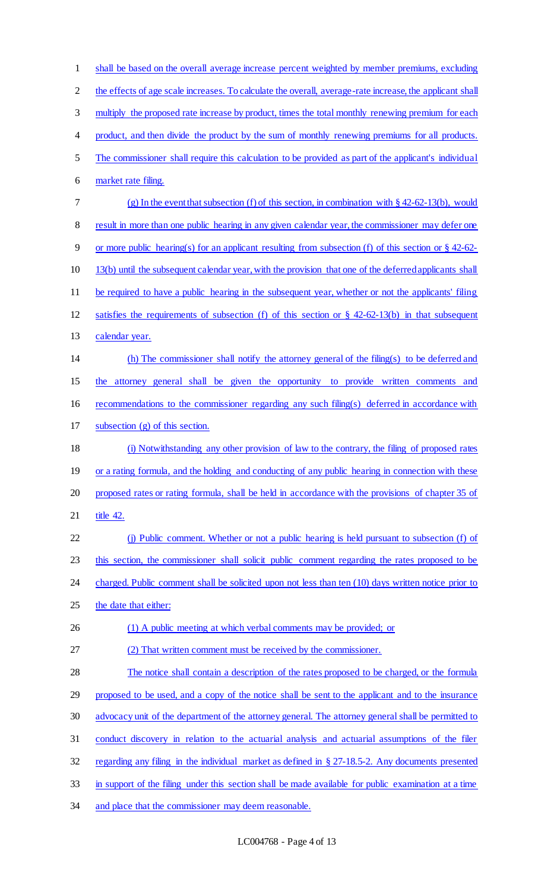shall be based on the overall average increase percent weighted by member premiums, excluding the effects of age scale increases. To calculate the overall, average-rate increase, the applicant shall multiply the proposed rate increase by product, times the total monthly renewing premium for each product, and then divide the product by the sum of monthly renewing premiums for all products. The commissioner shall require this calculation to be provided as part of the applicant's individual market rate filing.

(g) In the event that subsection (f) of this section, in combination with § 42-62-13(b), would result in more than one public hearing in any given calendar year, the commissioner may defer one or more public hearing(s) for an applicant resulting from subsection (f) of this section or § 42-62-13(b) until the subsequent calendar year, with the provision that one of the deferred applicants shall be required to have a public hearing in the subsequent year, whether or not the applicants' filing satisfies the requirements of subsection (f) of this section or § 42-62-13(b) in that subsequent calendar year.

(h) The commissioner shall notify the attorney general of the filing(s) to be deferred and the attorney general shall be given the opportunity to provide written comments and recommendations to the commissioner regarding any such filing(s) deferred in accordance with subsection (g) of this section.

(i) Notwithstanding any other provision of law to the contrary, the filing of proposed rates or a rating formula, and the holding and conducting of any public hearing in connection with these proposed rates or rating formula, shall be held in accordance with the provisions of chapter 35 of title 42.

(j) Public comment. Whether or not a public hearing is held pursuant to subsection (f) of this section, the commissioner shall solicit public comment regarding the rates proposed to be charged. Public comment shall be solicited upon not less than ten (10) days written notice prior to the date that either:

(1) A public meeting at which verbal comments may be provided; or

(2) That written comment must be received by the commissioner.

The notice shall contain a description of the rates proposed to be charged, or the formula proposed to be used, and a copy of the notice shall be sent to the applicant and to the insurance advocacy unit of the department of the attorney general. The attorney general shall be permitted to conduct discovery in relation to the actuarial analysis and actuarial assumptions of the filer regarding any filing in the individual market as defined in § 27-18.5-2. Any documents presented in support of the filing under this section shall be made available for public examination at a time and place that the commissioner may deem reasonable.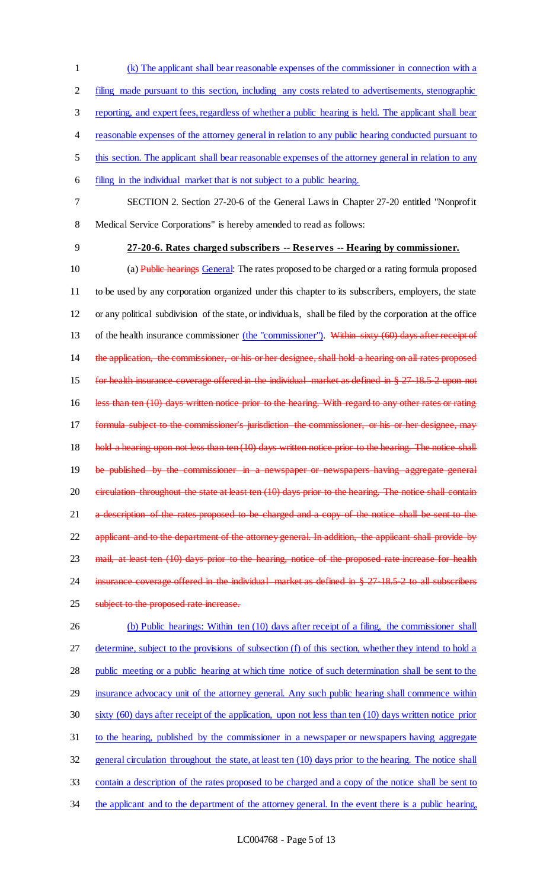(k) The applicant shall bear reasonable expenses of the commissioner in connection with a filing made pursuant to this section, including any costs related to advertisements, stenographic reporting, and expert fees, regardless of whether a public hearing is held. The applicant shall bear reasonable expenses of the attorney general in relation to any public hearing conducted pursuant to this section. The applicant shall bear reasonable expenses of the attorney general in relation to any filing in the individual market that is not subject to a public hearing.

SECTION 2. Section 27-20-6 of the General Laws in Chapter 27-20 entitled "Nonprofit Medical Service Corporations" is hereby amended to read as follows:

**27-20-6. Rates charged subscribers -- Reserves -- Hearing by commissioner.**

(a) ~~Public hearings~~ General: The rates proposed to be charged or a rating formula proposed to be used by any corporation organized under this chapter to its subscribers, employers, the state or any political subdivision of the state, or individuals, shall be filed by the corporation at the office of the health insurance commissioner (the "commissioner"). ~~Within sixty (60) days after receipt of the application, the commissioner, or his or her designee, shall hold a hearing on all rates proposed for health insurance coverage offered in the individual market as defined in § 27-18.5-2 upon not less than ten (10) days written notice prior to the hearing. With regard to any other rates or rating formula subject to the commissioner's jurisdiction the commissioner, or his or her designee, may hold a hearing upon not less than ten (10) days written notice prior to the hearing. The notice shall be published by the commissioner in a newspaper or newspapers having aggregate general circulation throughout the state at least ten (10) days prior to the hearing. The notice shall contain a description of the rates proposed to be charged and a copy of the notice shall be sent to the applicant and to the department of the attorney general. In addition, the applicant shall provide by mail, at least ten (10) days prior to the hearing, notice of the proposed rate increase for health insurance coverage offered in the individual market as defined in § 27-18.5-2 to all subscribers subject to the proposed rate increase.~~

(b) Public hearings: Within ten (10) days after receipt of a filing, the commissioner shall determine, subject to the provisions of subsection (f) of this section, whether they intend to hold a public meeting or a public hearing at which time notice of such determination shall be sent to the insurance advocacy unit of the attorney general. Any such public hearing shall commence within sixty (60) days after receipt of the application, upon not less than ten (10) days written notice prior to the hearing, published by the commissioner in a newspaper or newspapers having aggregate general circulation throughout the state, at least ten (10) days prior to the hearing. The notice shall contain a description of the rates proposed to be charged and a copy of the notice shall be sent to the applicant and to the department of the attorney general. In the event there is a public hearing,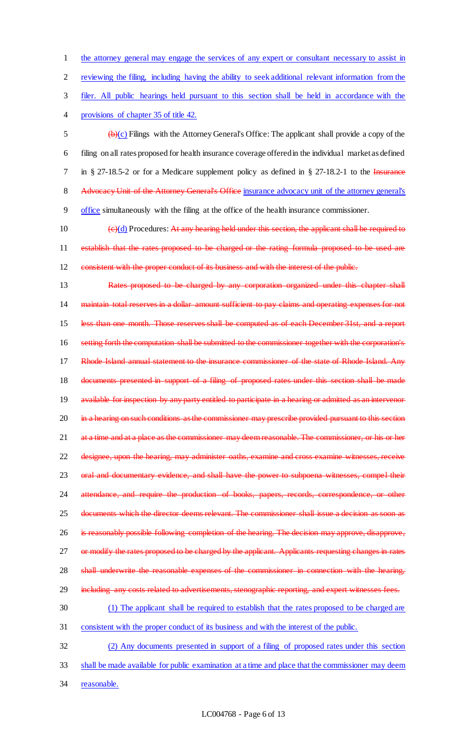the attorney general may engage the services of any expert or consultant necessary to assist in reviewing the filing, including having the ability to seek additional relevant information from the filer. All public hearings held pursuant to this section shall be held in accordance with the provisions of chapter 35 of title 42.

~~(b)~~(c) Filings with the Attorney General's Office: The applicant shall provide a copy of the filing on all rates proposed for health insurance coverage offered in the individual market as defined in § 27-18.5-2 or for a Medicare supplement policy as defined in § 27-18.2-1 to the ~~Insurance Advocacy Unit of the Attorney General's Office~~ insurance advocacy unit of the attorney general's office simultaneously with the filing at the office of the health insurance commissioner.

~~(c)~~(d) Procedures: ~~At any hearing held under this section, the applicant shall be required to establish that the rates proposed to be charged or the rating formula proposed to be used are consistent with the proper conduct of its business and with the interest of the public.~~

~~Rates proposed to be charged by any corporation organized under this chapter shall maintain total reserves in a dollar amount sufficient to pay claims and operating expenses for not less than one month. Those reserves shall be computed as of each December 31st, and a report setting forth the computation shall be submitted to the commissioner together with the corporation's Rhode Island annual statement to the insurance commissioner of the state of Rhode Island. Any documents presented in support of a filing of proposed rates under this section shall be made available for inspection by any party entitled to participate in a hearing or admitted as an intervenor in a hearing on such conditions as the commissioner may prescribe provided pursuant to this section at a time and at a place as the commissioner may deem reasonable. The commissioner, or his or her designee, upon the hearing, may administer oaths, examine and cross examine witnesses, receive oral and documentary evidence, and shall have the power to subpoena witnesses, compel their attendance, and require the production of books, papers, records, correspondence, or other documents which the director deems relevant. The commissioner shall issue a decision as soon as is reasonably possible following completion of the hearing. The decision may approve, disapprove, or modify the rates proposed to be charged by the applicant. Applicants requesting changes in rates shall underwrite the reasonable expenses of the commissioner in connection with the hearing, including any costs related to advertisements, stenographic reporting, and expert witnesses fees.~~

(1) The applicant shall be required to establish that the rates proposed to be charged are consistent with the proper conduct of its business and with the interest of the public.

(2) Any documents presented in support of a filing of proposed rates under this section shall be made available for public examination at a time and place that the commissioner may deem reasonable.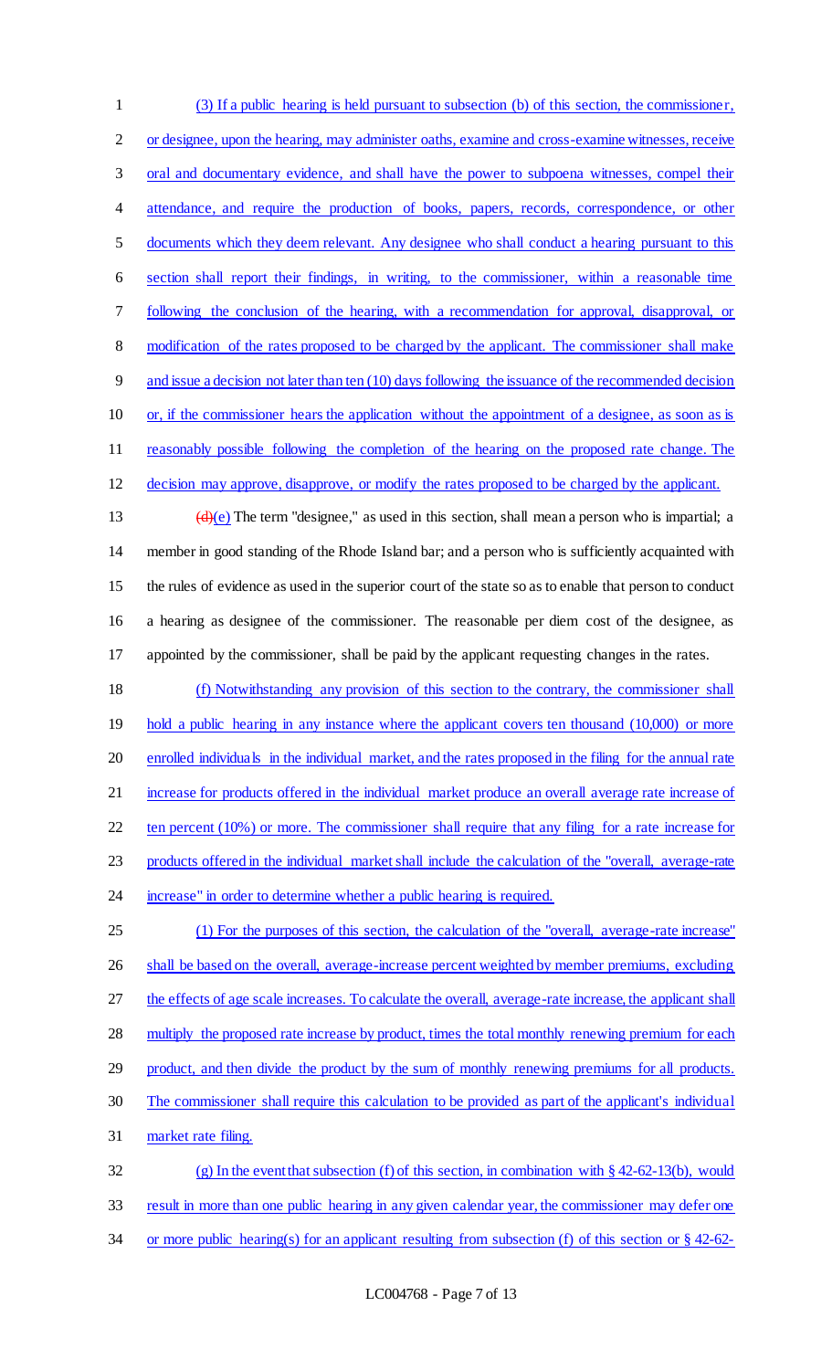(3) If a public hearing is held pursuant to subsection (b) of this section, the commissioner, or designee, upon the hearing, may administer oaths, examine and cross-examine witnesses, receive oral and documentary evidence, and shall have the power to subpoena witnesses, compel their attendance, and require the production of books, papers, records, correspondence, or other documents which they deem relevant. Any designee who shall conduct a hearing pursuant to this section shall report their findings, in writing, to the commissioner, within a reasonable time following the conclusion of the hearing, with a recommendation for approval, disapproval, or modification of the rates proposed to be charged by the applicant. The commissioner shall make and issue a decision not later than ten (10) days following the issuance of the recommended decision or, if the commissioner hears the application without the appointment of a designee, as soon as is reasonably possible following the completion of the hearing on the proposed rate change. The decision may approve, disapprove, or modify the rates proposed to be charged by the applicant.

~~(d)~~(e) The term "designee," as used in this section, shall mean a person who is impartial; a member in good standing of the Rhode Island bar; and a person who is sufficiently acquainted with the rules of evidence as used in the superior court of the state so as to enable that person to conduct a hearing as designee of the commissioner. The reasonable per diem cost of the designee, as appointed by the commissioner, shall be paid by the applicant requesting changes in the rates.

(f) Notwithstanding any provision of this section to the contrary, the commissioner shall hold a public hearing in any instance where the applicant covers ten thousand (10,000) or more enrolled individuals in the individual market, and the rates proposed in the filing for the annual rate increase for products offered in the individual market produce an overall average rate increase of ten percent (10%) or more. The commissioner shall require that any filing for a rate increase for products offered in the individual market shall include the calculation of the "overall, average-rate increase" in order to determine whether a public hearing is required.

(1) For the purposes of this section, the calculation of the "overall, average-rate increase" shall be based on the overall, average-increase percent weighted by member premiums, excluding the effects of age scale increases. To calculate the overall, average-rate increase, the applicant shall multiply the proposed rate increase by product, times the total monthly renewing premium for each product, and then divide the product by the sum of monthly renewing premiums for all products. The commissioner shall require this calculation to be provided as part of the applicant's individual market rate filing.

(g) In the event that subsection (f) of this section, in combination with § 42-62-13(b), would result in more than one public hearing in any given calendar year, the commissioner may defer one or more public hearing(s) for an applicant resulting from subsection (f) of this section or § 42-62-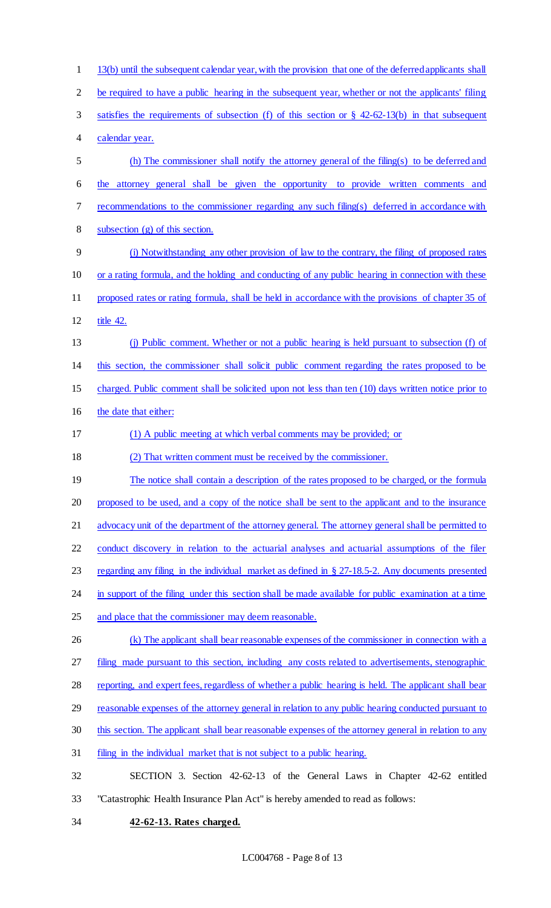13(b) until the subsequent calendar year, with the provision that one of the deferred applicants shall be required to have a public hearing in the subsequent year, whether or not the applicants' filing satisfies the requirements of subsection (f) of this section or § 42-62-13(b) in that subsequent calendar year.

(h) The commissioner shall notify the attorney general of the filing(s) to be deferred and the attorney general shall be given the opportunity to provide written comments and recommendations to the commissioner regarding any such filing(s) deferred in accordance with subsection (g) of this section.

(i) Notwithstanding any other provision of law to the contrary, the filing of proposed rates or a rating formula, and the holding and conducting of any public hearing in connection with these proposed rates or rating formula, shall be held in accordance with the provisions of chapter 35 of title 42.

(j) Public comment. Whether or not a public hearing is held pursuant to subsection (f) of this section, the commissioner shall solicit public comment regarding the rates proposed to be charged. Public comment shall be solicited upon not less than ten (10) days written notice prior to the date that either:

(1) A public meeting at which verbal comments may be provided; or

(2) That written comment must be received by the commissioner.

The notice shall contain a description of the rates proposed to be charged, or the formula proposed to be used, and a copy of the notice shall be sent to the applicant and to the insurance advocacy unit of the department of the attorney general. The attorney general shall be permitted to conduct discovery in relation to the actuarial analyses and actuarial assumptions of the filer regarding any filing in the individual market as defined in § 27-18.5-2. Any documents presented in support of the filing under this section shall be made available for public examination at a time and place that the commissioner may deem reasonable.

(k) The applicant shall bear reasonable expenses of the commissioner in connection with a filing made pursuant to this section, including any costs related to advertisements, stenographic reporting, and expert fees, regardless of whether a public hearing is held. The applicant shall bear reasonable expenses of the attorney general in relation to any public hearing conducted pursuant to this section. The applicant shall bear reasonable expenses of the attorney general in relation to any filing in the individual market that is not subject to a public hearing.

SECTION 3. Section 42-62-13 of the General Laws in Chapter 42-62 entitled "Catastrophic Health Insurance Plan Act" is hereby amended to read as follows:

**42-62-13. Rates charged.**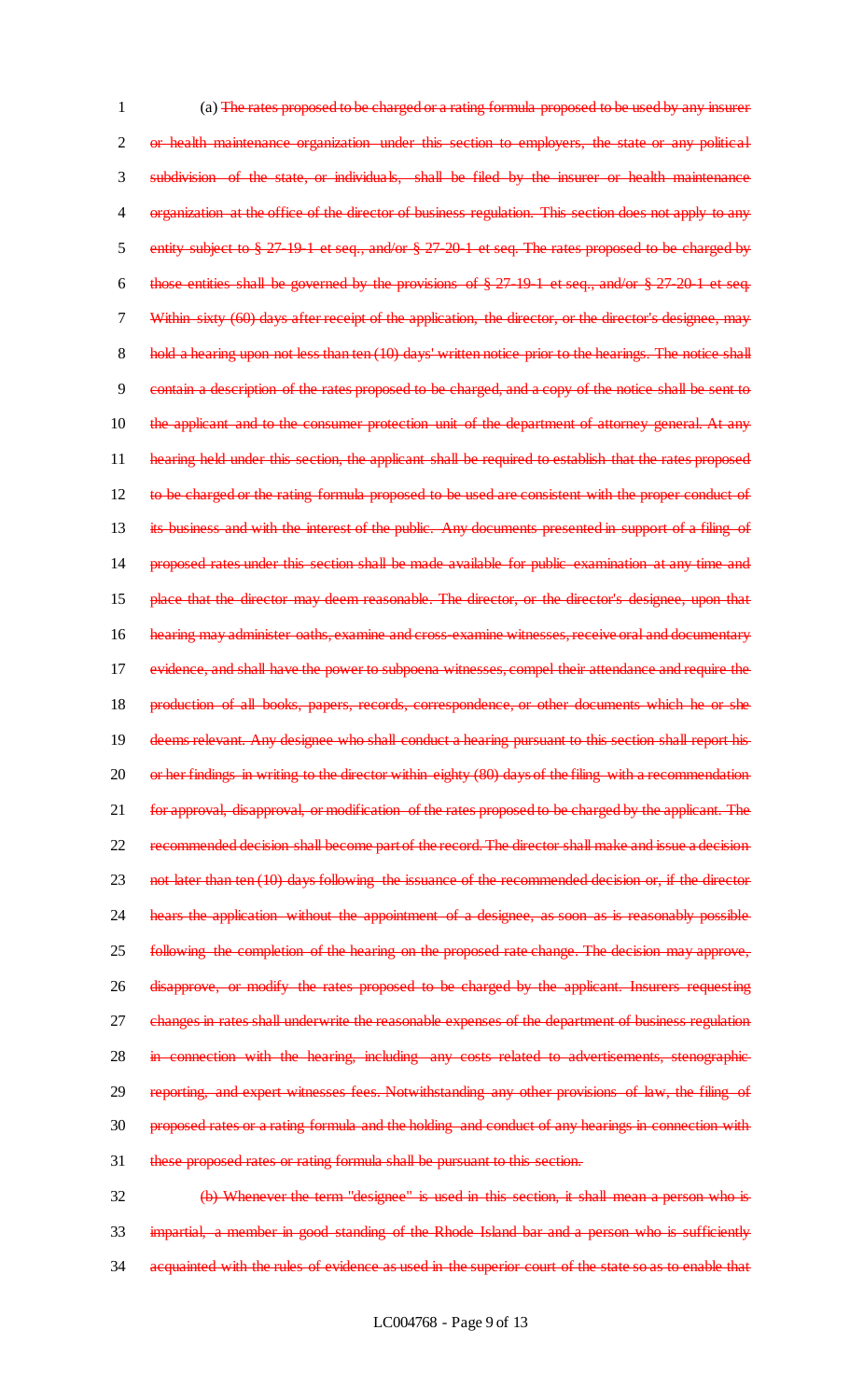(a) ~~The rates proposed to be charged or a rating formula proposed to be used by any insurer or health maintenance organization under this section to employers, the state or any political subdivision of the state, or individuals, shall be filed by the insurer or health maintenance organization at the office of the director of business regulation. This section does not apply to any entity subject to § 27-19-1 et seq., and/or § 27-20-1 et seq. The rates proposed to be charged by those entities shall be governed by the provisions of § 27-19-1 et seq., and/or § 27-20-1 et seq. Within sixty (60) days after receipt of the application, the director, or the director's designee, may hold a hearing upon not less than ten (10) days' written notice prior to the hearings. The notice shall contain a description of the rates proposed to be charged, and a copy of the notice shall be sent to the applicant and to the consumer protection unit of the department of attorney general. At any hearing held under this section, the applicant shall be required to establish that the rates proposed to be charged or the rating formula proposed to be used are consistent with the proper conduct of its business and with the interest of the public. Any documents presented in support of a filing of proposed rates under this section shall be made available for public examination at any time and place that the director may deem reasonable. The director, or the director's designee, upon that hearing may administer oaths, examine and cross-examine witnesses, receive oral and documentary evidence, and shall have the power to subpoena witnesses, compel their attendance and require the production of all books, papers, records, correspondence, or other documents which he or she deems relevant. Any designee who shall conduct a hearing pursuant to this section shall report his or her findings in writing to the director within eighty (80) days of the filing with a recommendation for approval, disapproval, or modification of the rates proposed to be charged by the applicant. The recommended decision shall become part of the record. The director shall make and issue a decision not later than ten (10) days following the issuance of the recommended decision or, if the director hears the application without the appointment of a designee, as soon as is reasonably possible following the completion of the hearing on the proposed rate change. The decision may approve, disapprove, or modify the rates proposed to be charged by the applicant. Insurers requesting changes in rates shall underwrite the reasonable expenses of the department of business regulation in connection with the hearing, including any costs related to advertisements, stenographic reporting, and expert witnesses fees. Notwithstanding any other provisions of law, the filing of proposed rates or a rating formula and the holding and conduct of any hearings in connection with these proposed rates or rating formula shall be pursuant to this section.~~

~~(b) Whenever the term "designee" is used in this section, it shall mean a person who is impartial, a member in good standing of the Rhode Island bar and a person who is sufficiently acquainted with the rules of evidence as used in the superior court of the state so as to enable that~~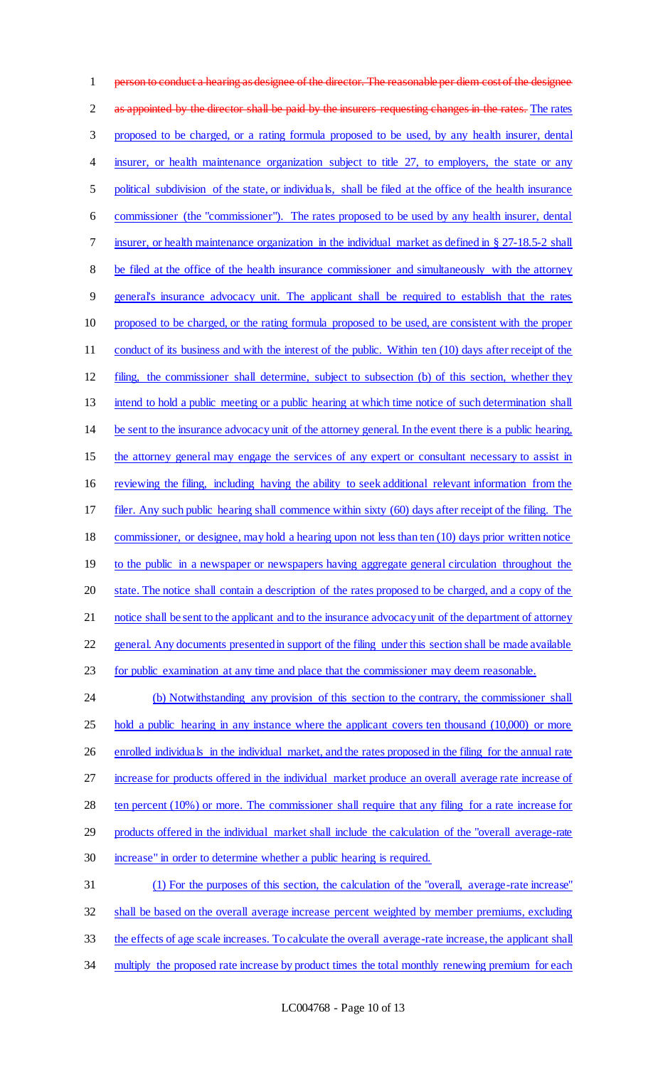person to conduct a hearing as designee of the director. The reasonable per diem cost of the designee as appointed by the director shall be paid by the insurers requesting changes in the rates. The rates proposed to be charged, or a rating formula proposed to be used, by any health insurer, dental insurer, or health maintenance organization subject to title 27, to employers, the state or any political subdivision of the state, or individuals, shall be filed at the office of the health insurance commissioner (the "commissioner"). The rates proposed to be used by any health insurer, dental insurer, or health maintenance organization in the individual market as defined in § 27-18.5-2 shall be filed at the office of the health insurance commissioner and simultaneously with the attorney general's insurance advocacy unit. The applicant shall be required to establish that the rates proposed to be charged, or the rating formula proposed to be used, are consistent with the proper conduct of its business and with the interest of the public. Within ten (10) days after receipt of the filing, the commissioner shall determine, subject to subsection (b) of this section, whether they intend to hold a public meeting or a public hearing at which time notice of such determination shall be sent to the insurance advocacy unit of the attorney general. In the event there is a public hearing, the attorney general may engage the services of any expert or consultant necessary to assist in reviewing the filing, including having the ability to seek additional relevant information from the filer. Any such public hearing shall commence within sixty (60) days after receipt of the filing. The commissioner, or designee, may hold a hearing upon not less than ten (10) days prior written notice to the public in a newspaper or newspapers having aggregate general circulation throughout the state. The notice shall contain a description of the rates proposed to be charged, and a copy of the notice shall be sent to the applicant and to the insurance advocacy unit of the department of attorney general. Any documents presented in support of the filing under this section shall be made available for public examination at any time and place that the commissioner may deem reasonable.

(b) Notwithstanding any provision of this section to the contrary, the commissioner shall hold a public hearing in any instance where the applicant covers ten thousand (10,000) or more enrolled individuals in the individual market, and the rates proposed in the filing for the annual rate increase for products offered in the individual market produce an overall average rate increase of ten percent (10%) or more. The commissioner shall require that any filing for a rate increase for products offered in the individual market shall include the calculation of the "overall average-rate increase" in order to determine whether a public hearing is required.

(1) For the purposes of this section, the calculation of the "overall, average-rate increase" shall be based on the overall average increase percent weighted by member premiums, excluding the effects of age scale increases. To calculate the overall average-rate increase, the applicant shall multiply the proposed rate increase by product times the total monthly renewing premium for each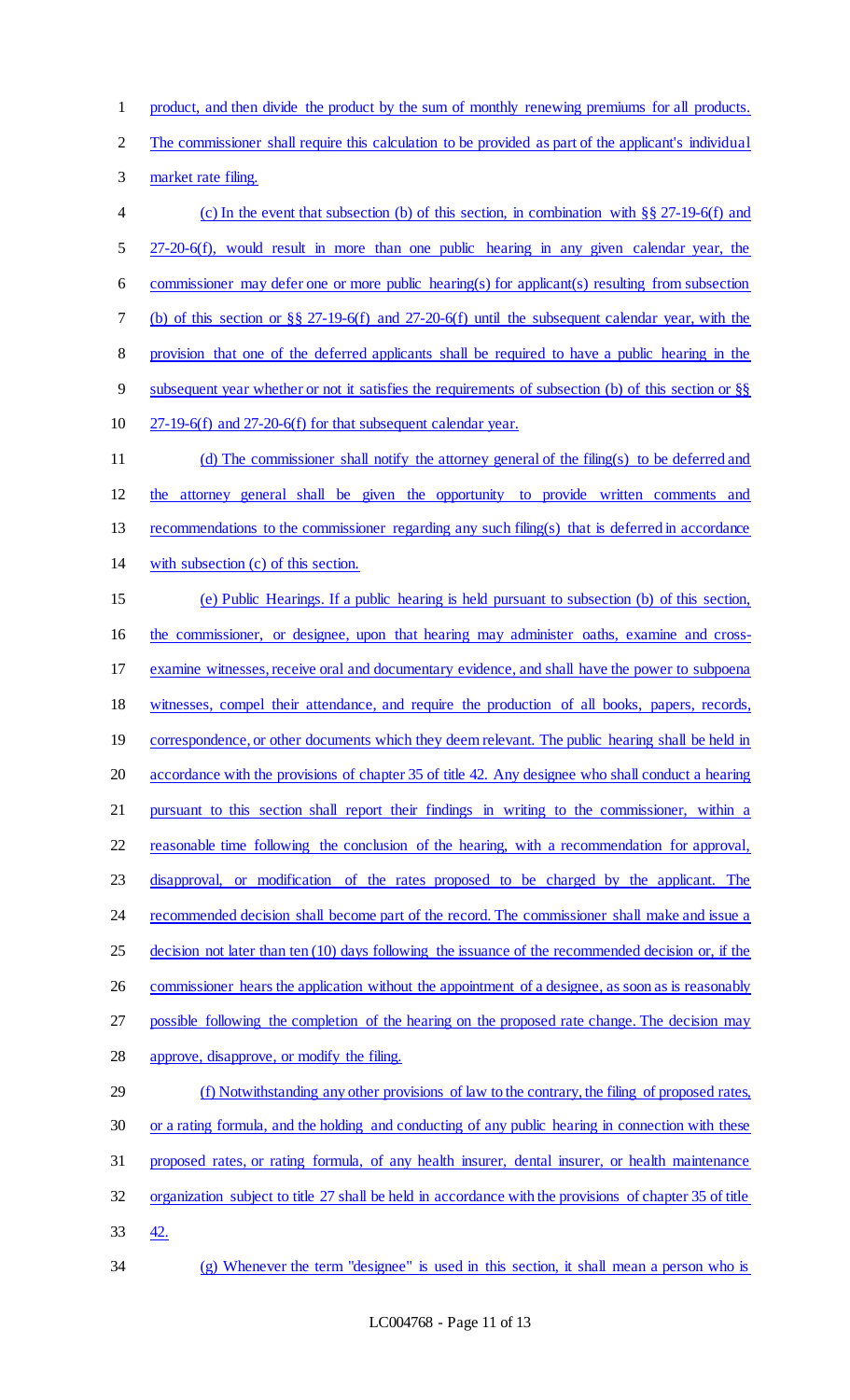product, and then divide the product by the sum of monthly renewing premiums for all products. The commissioner shall require this calculation to be provided as part of the applicant's individual market rate filing.

(c) In the event that subsection (b) of this section, in combination with §§ 27-19-6(f) and 27-20-6(f), would result in more than one public hearing in any given calendar year, the commissioner may defer one or more public hearing(s) for applicant(s) resulting from subsection (b) of this section or §§ 27-19-6(f) and 27-20-6(f) until the subsequent calendar year, with the provision that one of the deferred applicants shall be required to have a public hearing in the subsequent year whether or not it satisfies the requirements of subsection (b) of this section or §§ 27-19-6(f) and 27-20-6(f) for that subsequent calendar year.

(d) The commissioner shall notify the attorney general of the filing(s) to be deferred and the attorney general shall be given the opportunity to provide written comments and recommendations to the commissioner regarding any such filing(s) that is deferred in accordance with subsection (c) of this section.

(e) Public Hearings. If a public hearing is held pursuant to subsection (b) of this section, the commissioner, or designee, upon that hearing may administer oaths, examine and cross-examine witnesses, receive oral and documentary evidence, and shall have the power to subpoena witnesses, compel their attendance, and require the production of all books, papers, records, correspondence, or other documents which they deem relevant. The public hearing shall be held in accordance with the provisions of chapter 35 of title 42. Any designee who shall conduct a hearing pursuant to this section shall report their findings in writing to the commissioner, within a reasonable time following the conclusion of the hearing, with a recommendation for approval, disapproval, or modification of the rates proposed to be charged by the applicant. The recommended decision shall become part of the record. The commissioner shall make and issue a decision not later than ten (10) days following the issuance of the recommended decision or, if the commissioner hears the application without the appointment of a designee, as soon as is reasonably possible following the completion of the hearing on the proposed rate change. The decision may approve, disapprove, or modify the filing.

(f) Notwithstanding any other provisions of law to the contrary, the filing of proposed rates, or a rating formula, and the holding and conducting of any public hearing in connection with these proposed rates, or rating formula, of any health insurer, dental insurer, or health maintenance organization subject to title 27 shall be held in accordance with the provisions of chapter 35 of title 42.

(g) Whenever the term "designee" is used in this section, it shall mean a person who is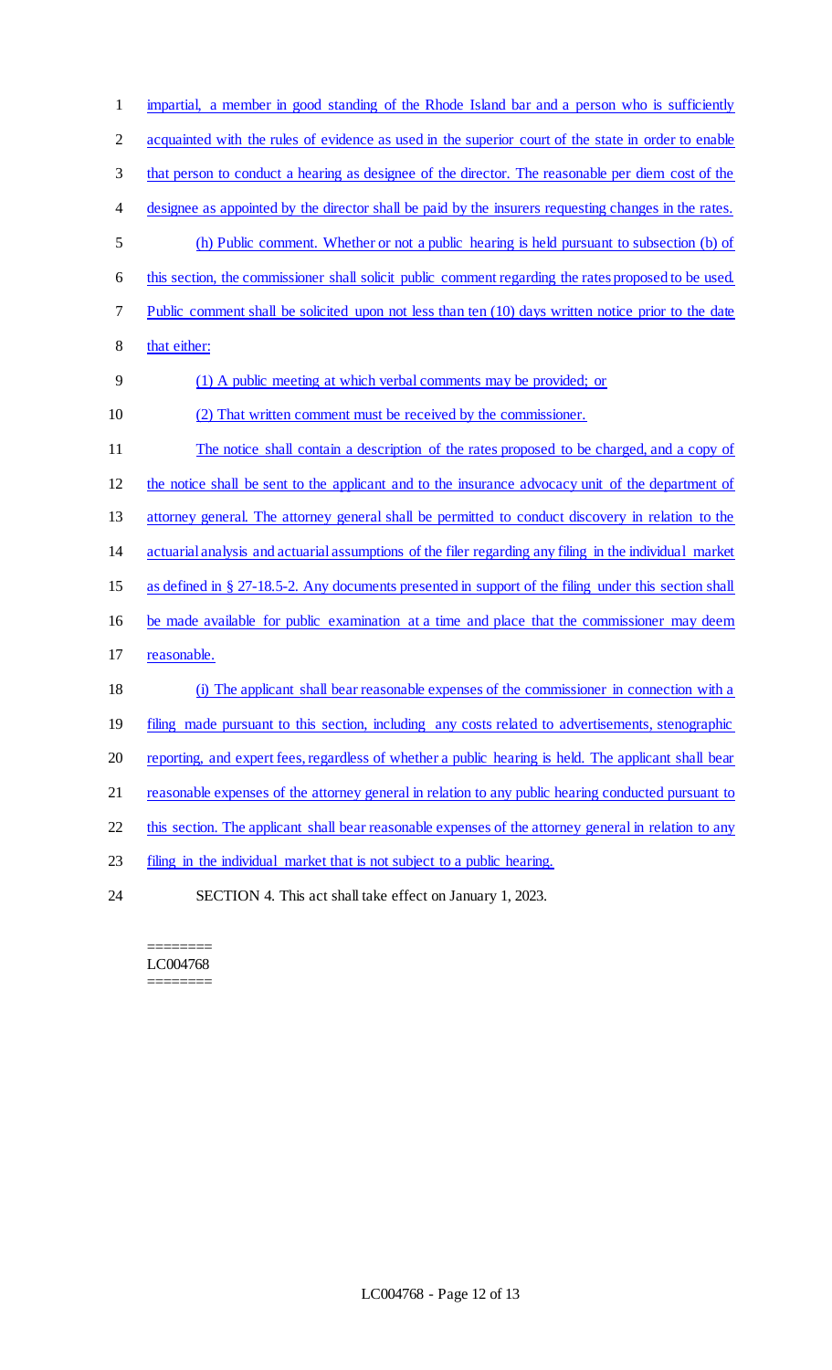impartial, a member in good standing of the Rhode Island bar and a person who is sufficiently acquainted with the rules of evidence as used in the superior court of the state in order to enable that person to conduct a hearing as designee of the director. The reasonable per diem cost of the designee as appointed by the director shall be paid by the insurers requesting changes in the rates.

(h) Public comment. Whether or not a public hearing is held pursuant to subsection (b) of this section, the commissioner shall solicit public comment regarding the rates proposed to be used. Public comment shall be solicited upon not less than ten (10) days written notice prior to the date that either:

(1) A public meeting at which verbal comments may be provided; or

(2) That written comment must be received by the commissioner.

The notice shall contain a description of the rates proposed to be charged, and a copy of the notice shall be sent to the applicant and to the insurance advocacy unit of the department of attorney general. The attorney general shall be permitted to conduct discovery in relation to the actuarial analysis and actuarial assumptions of the filer regarding any filing in the individual market as defined in § 27-18.5-2. Any documents presented in support of the filing under this section shall be made available for public examination at a time and place that the commissioner may deem reasonable.

(i) The applicant shall bear reasonable expenses of the commissioner in connection with a filing made pursuant to this section, including any costs related to advertisements, stenographic reporting, and expert fees, regardless of whether a public hearing is held. The applicant shall bear reasonable expenses of the attorney general in relation to any public hearing conducted pursuant to this section. The applicant shall bear reasonable expenses of the attorney general in relation to any filing in the individual market that is not subject to a public hearing.

SECTION 4. This act shall take effect on January 1, 2023.

========
LC004768
========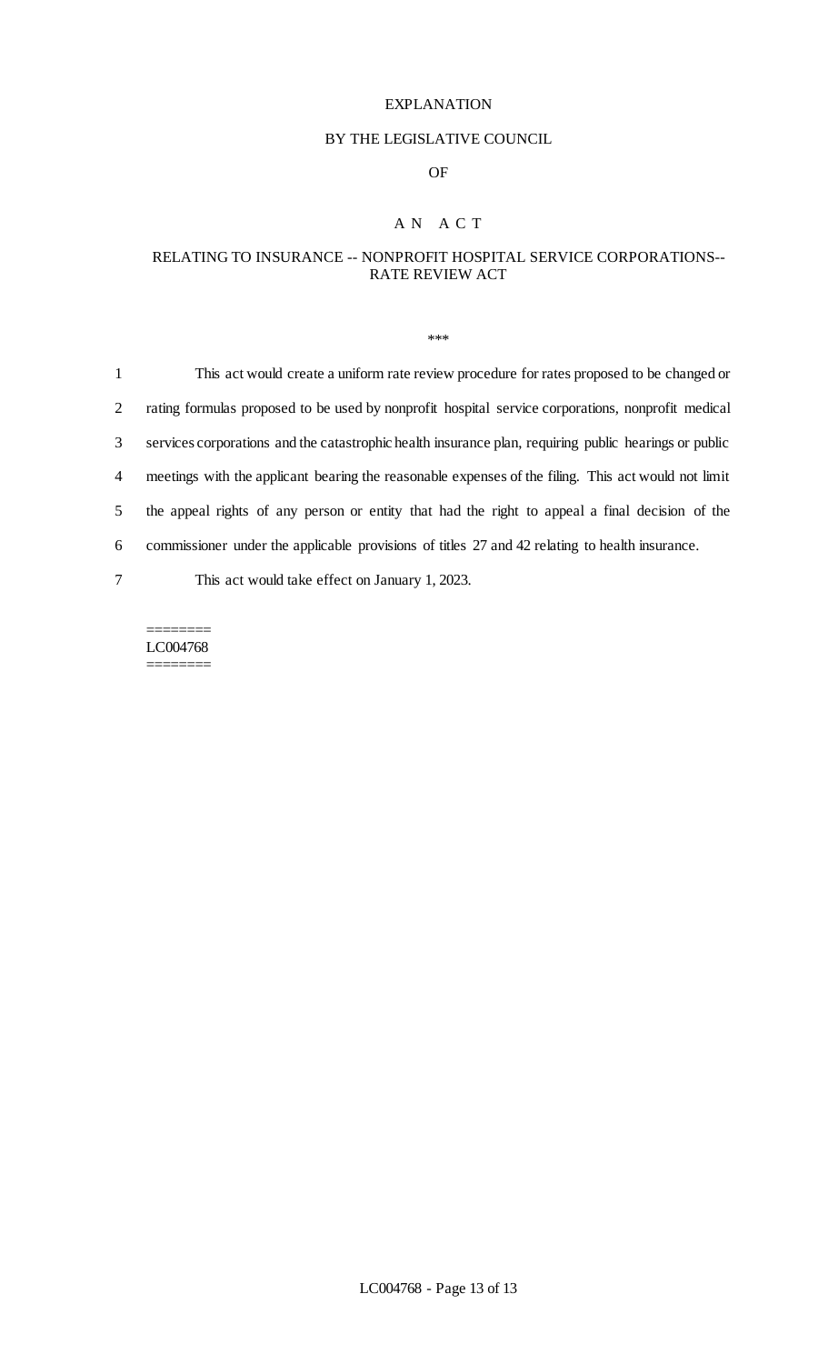EXPLANATION

BY THE LEGISLATIVE COUNCIL

OF

# A N A C T

RELATING TO INSURANCE -- NONPROFIT HOSPITAL SERVICE CORPORATIONS-- RATE REVIEW ACT

\*\*\*

This act would create a uniform rate review procedure for rates proposed to be changed or rating formulas proposed to be used by nonprofit hospital service corporations, nonprofit medical services corporations and the catastrophic health insurance plan, requiring public hearings or public meetings with the applicant bearing the reasonable expenses of the filing. This act would not limit the appeal rights of any person or entity that had the right to appeal a final decision of the commissioner under the applicable provisions of titles 27 and 42 relating to health insurance.

This act would take effect on January 1, 2023.

========
LC004768
========